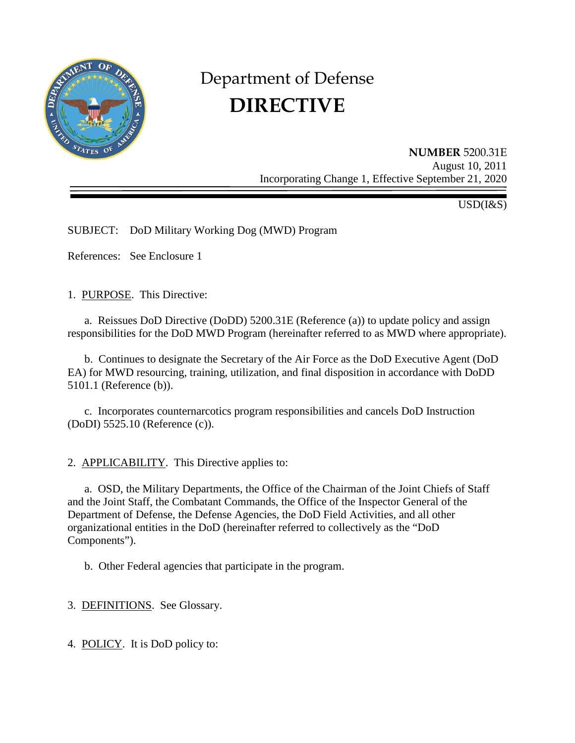# Department of Defense
# DIRECTIVE

**NUMBER** 5200.31E
August 10, 2011
Incorporating Change 1, Effective September 21, 2020

USD(I&S)

SUBJECT: DoD Military Working Dog (MWD) Program

References: See Enclosure 1

1. PURPOSE. This Directive:

   a. Reissues DoD Directive (DoDD) 5200.31E (Reference (a)) to update policy and assign responsibilities for the DoD MWD Program (hereinafter referred to as MWD where appropriate).

   b. Continues to designate the Secretary of the Air Force as the DoD Executive Agent (DoD EA) for MWD resourcing, training, utilization, and final disposition in accordance with DoDD 5101.1 (Reference (b)).

   c. Incorporates counternarcotics program responsibilities and cancels DoD Instruction (DoDI) 5525.10 (Reference (c)).

2. APPLICABILITY. This Directive applies to:

   a. OSD, the Military Departments, the Office of the Chairman of the Joint Chiefs of Staff and the Joint Staff, the Combatant Commands, the Office of the Inspector General of the Department of Defense, the Defense Agencies, the DoD Field Activities, and all other organizational entities in the DoD (hereinafter referred to collectively as the "DoD Components").

   b. Other Federal agencies that participate in the program.

3. DEFINITIONS. See Glossary.

4. POLICY. It is DoD policy to: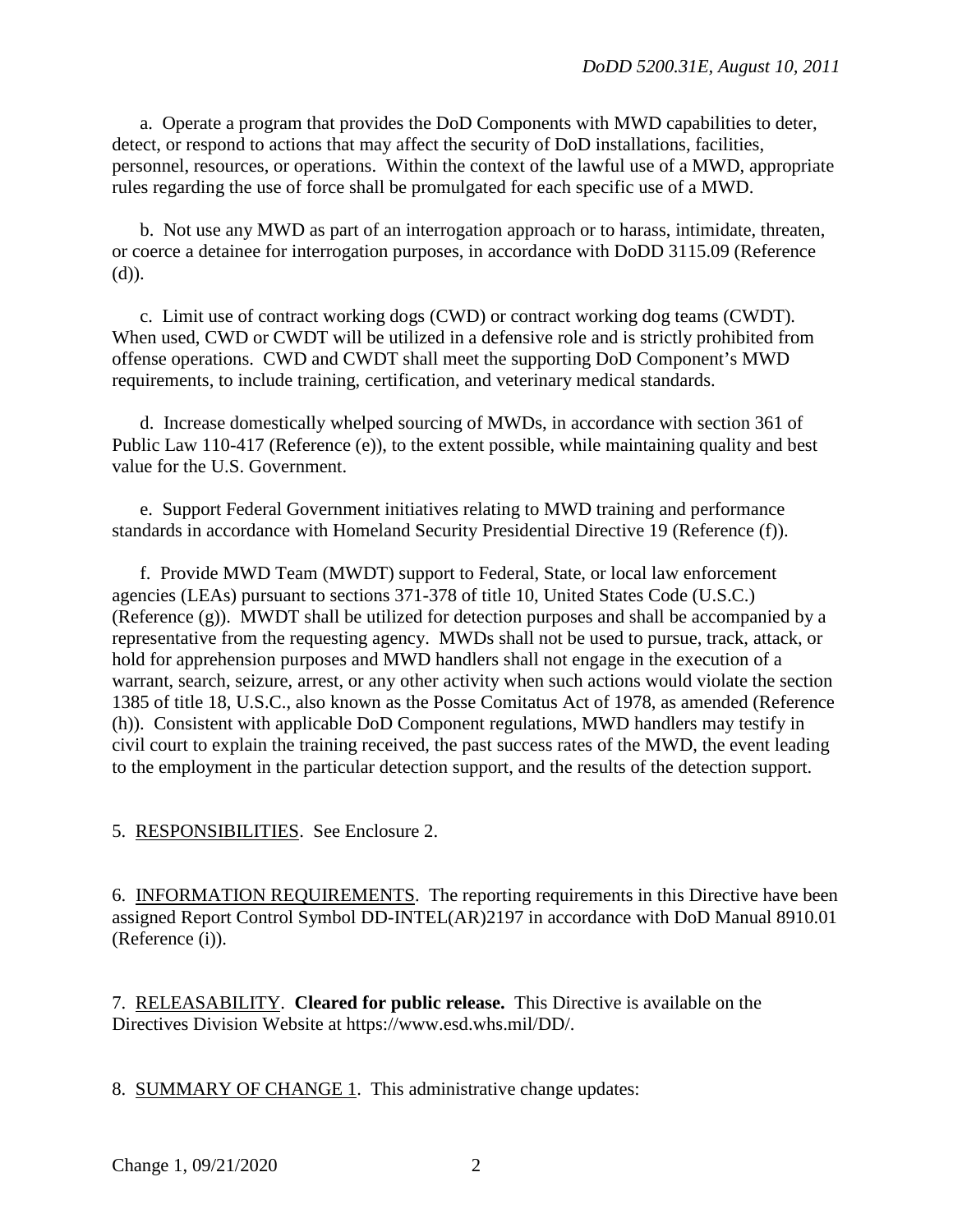a. Operate a program that provides the DoD Components with MWD capabilities to deter, detect, or respond to actions that may affect the security of DoD installations, facilities, personnel, resources, or operations. Within the context of the lawful use of a MWD, appropriate rules regarding the use of force shall be promulgated for each specific use of a MWD.

b. Not use any MWD as part of an interrogation approach or to harass, intimidate, threaten, or coerce a detainee for interrogation purposes, in accordance with DoDD 3115.09 (Reference (d)).

c. Limit use of contract working dogs (CWD) or contract working dog teams (CWDT). When used, CWD or CWDT will be utilized in a defensive role and is strictly prohibited from offense operations. CWD and CWDT shall meet the supporting DoD Component's MWD requirements, to include training, certification, and veterinary medical standards.

d. Increase domestically whelped sourcing of MWDs, in accordance with section 361 of Public Law 110-417 (Reference (e)), to the extent possible, while maintaining quality and best value for the U.S. Government.

e. Support Federal Government initiatives relating to MWD training and performance standards in accordance with Homeland Security Presidential Directive 19 (Reference (f)).

f. Provide MWD Team (MWDT) support to Federal, State, or local law enforcement agencies (LEAs) pursuant to sections 371-378 of title 10, United States Code (U.S.C.) (Reference (g)). MWDT shall be utilized for detection purposes and shall be accompanied by a representative from the requesting agency. MWDs shall not be used to pursue, track, attack, or hold for apprehension purposes and MWD handlers shall not engage in the execution of a warrant, search, seizure, arrest, or any other activity when such actions would violate the section 1385 of title 18, U.S.C., also known as the Posse Comitatus Act of 1978, as amended (Reference (h)). Consistent with applicable DoD Component regulations, MWD handlers may testify in civil court to explain the training received, the past success rates of the MWD, the event leading to the employment in the particular detection support, and the results of the detection support.

5. RESPONSIBILITIES. See Enclosure 2.

6. INFORMATION REQUIREMENTS. The reporting requirements in this Directive have been assigned Report Control Symbol DD-INTEL(AR)2197 in accordance with DoD Manual 8910.01 (Reference (i)).

7. RELEASABILITY. **Cleared for public release.** This Directive is available on the Directives Division Website at https://www.esd.whs.mil/DD/.

8. SUMMARY OF CHANGE 1. This administrative change updates: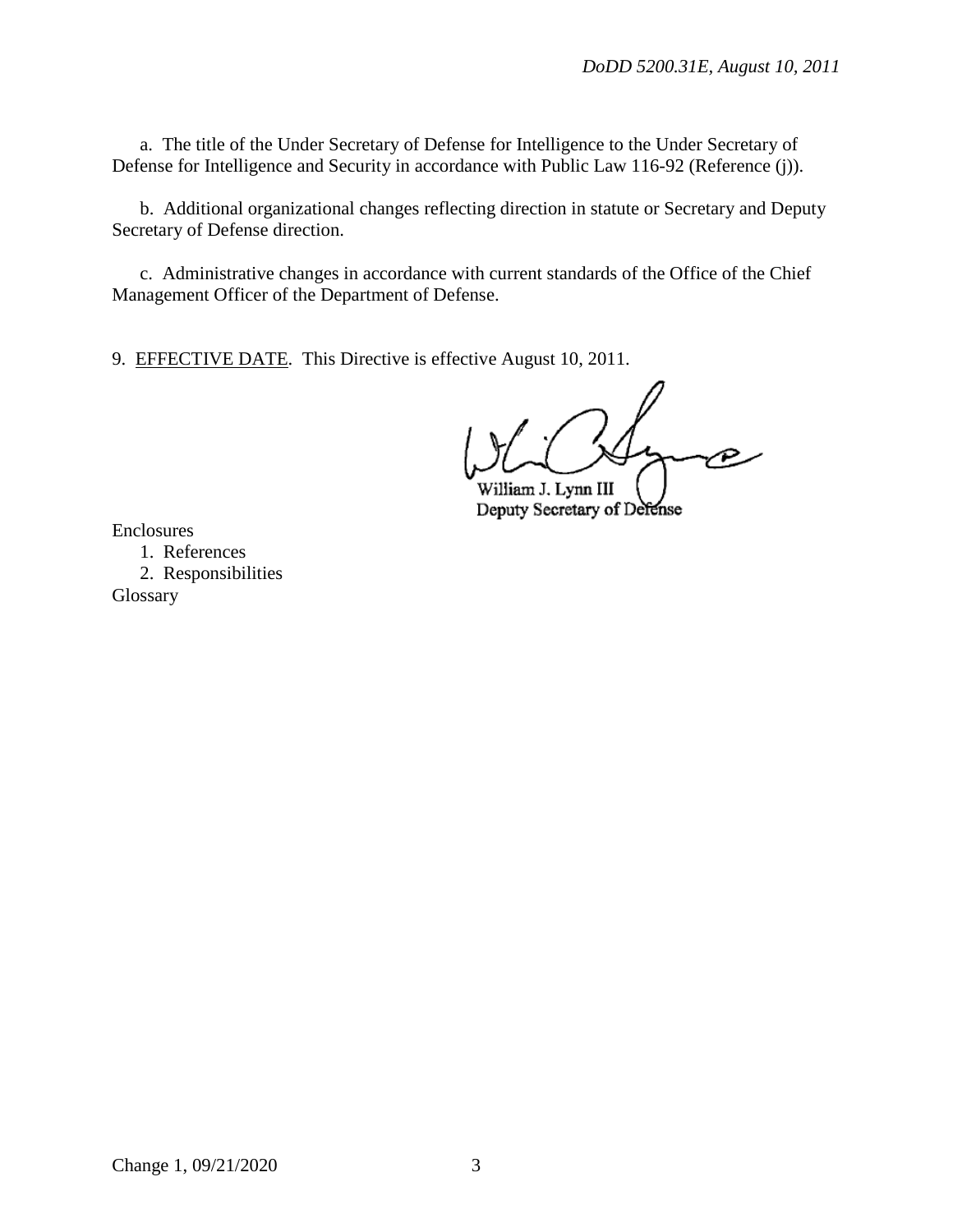a. The title of the Under Secretary of Defense for Intelligence to the Under Secretary of Defense for Intelligence and Security in accordance with Public Law 116-92 (Reference (j)).

b. Additional organizational changes reflecting direction in statute or Secretary and Deputy Secretary of Defense direction.

c. Administrative changes in accordance with current standards of the Office of the Chief Management Officer of the Department of Defense.

9. EFFECTIVE DATE. This Directive is effective August 10, 2011.

William J. Lynn III
Deputy Secretary of Defense

Enclosures
1. References
2. Responsibilities
Glossary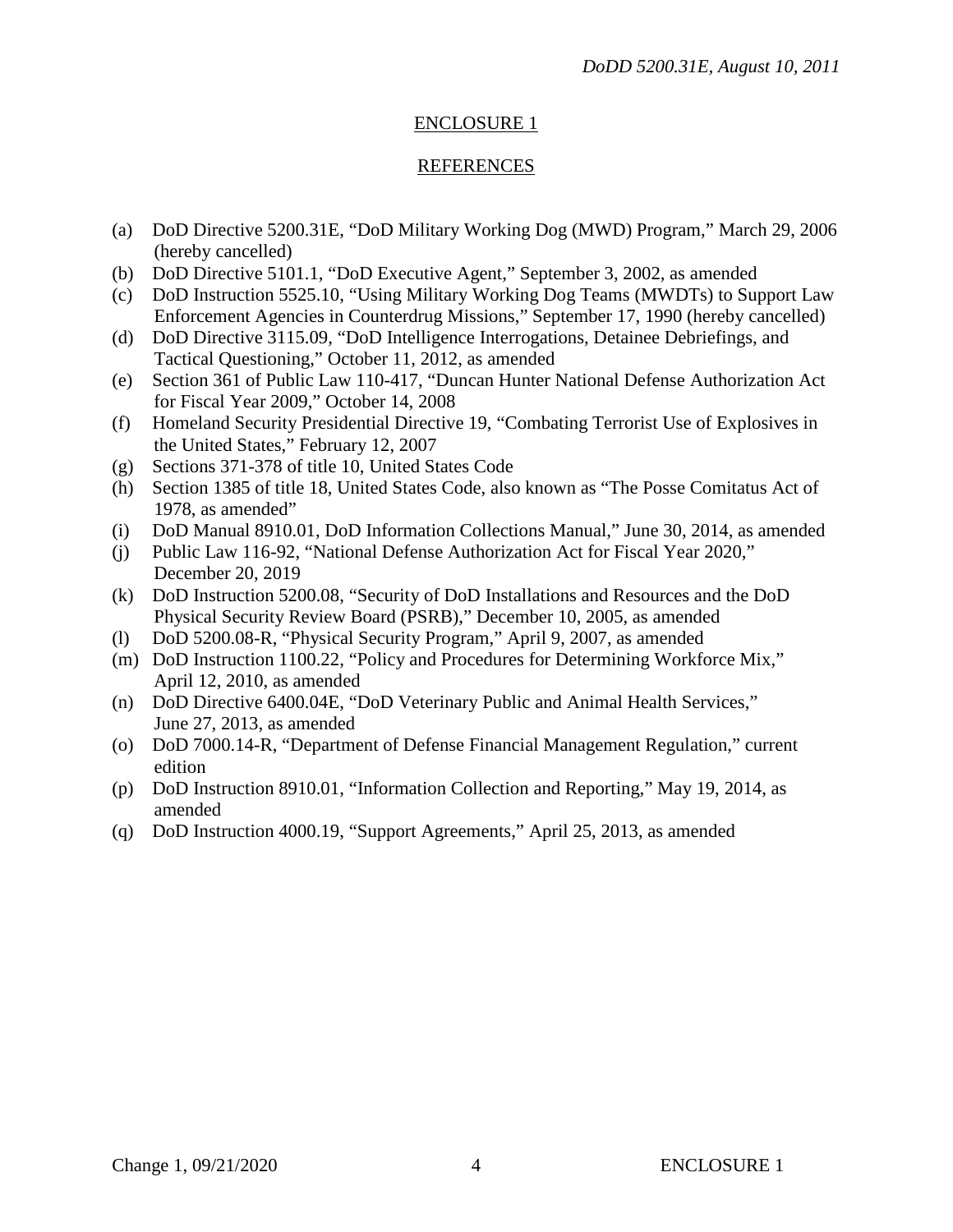## ENCLOSURE 1

## REFERENCES

(a) DoD Directive 5200.31E, "DoD Military Working Dog (MWD) Program," March 29, 2006 (hereby cancelled)
(b) DoD Directive 5101.1, "DoD Executive Agent," September 3, 2002, as amended
(c) DoD Instruction 5525.10, "Using Military Working Dog Teams (MWDTs) to Support Law Enforcement Agencies in Counterdrug Missions," September 17, 1990 (hereby cancelled)
(d) DoD Directive 3115.09, "DoD Intelligence Interrogations, Detainee Debriefings, and Tactical Questioning," October 11, 2012, as amended
(e) Section 361 of Public Law 110-417, "Duncan Hunter National Defense Authorization Act for Fiscal Year 2009," October 14, 2008
(f) Homeland Security Presidential Directive 19, "Combating Terrorist Use of Explosives in the United States," February 12, 2007
(g) Sections 371-378 of title 10, United States Code
(h) Section 1385 of title 18, United States Code, also known as "The Posse Comitatus Act of 1978, as amended"
(i) DoD Manual 8910.01, DoD Information Collections Manual," June 30, 2014, as amended
(j) Public Law 116-92, "National Defense Authorization Act for Fiscal Year 2020," December 20, 2019
(k) DoD Instruction 5200.08, "Security of DoD Installations and Resources and the DoD Physical Security Review Board (PSRB)," December 10, 2005, as amended
(l) DoD 5200.08-R, "Physical Security Program," April 9, 2007, as amended
(m) DoD Instruction 1100.22, "Policy and Procedures for Determining Workforce Mix," April 12, 2010, as amended
(n) DoD Directive 6400.04E, "DoD Veterinary Public and Animal Health Services," June 27, 2013, as amended
(o) DoD 7000.14-R, "Department of Defense Financial Management Regulation," current edition
(p) DoD Instruction 8910.01, "Information Collection and Reporting," May 19, 2014, as amended
(q) DoD Instruction 4000.19, "Support Agreements," April 25, 2013, as amended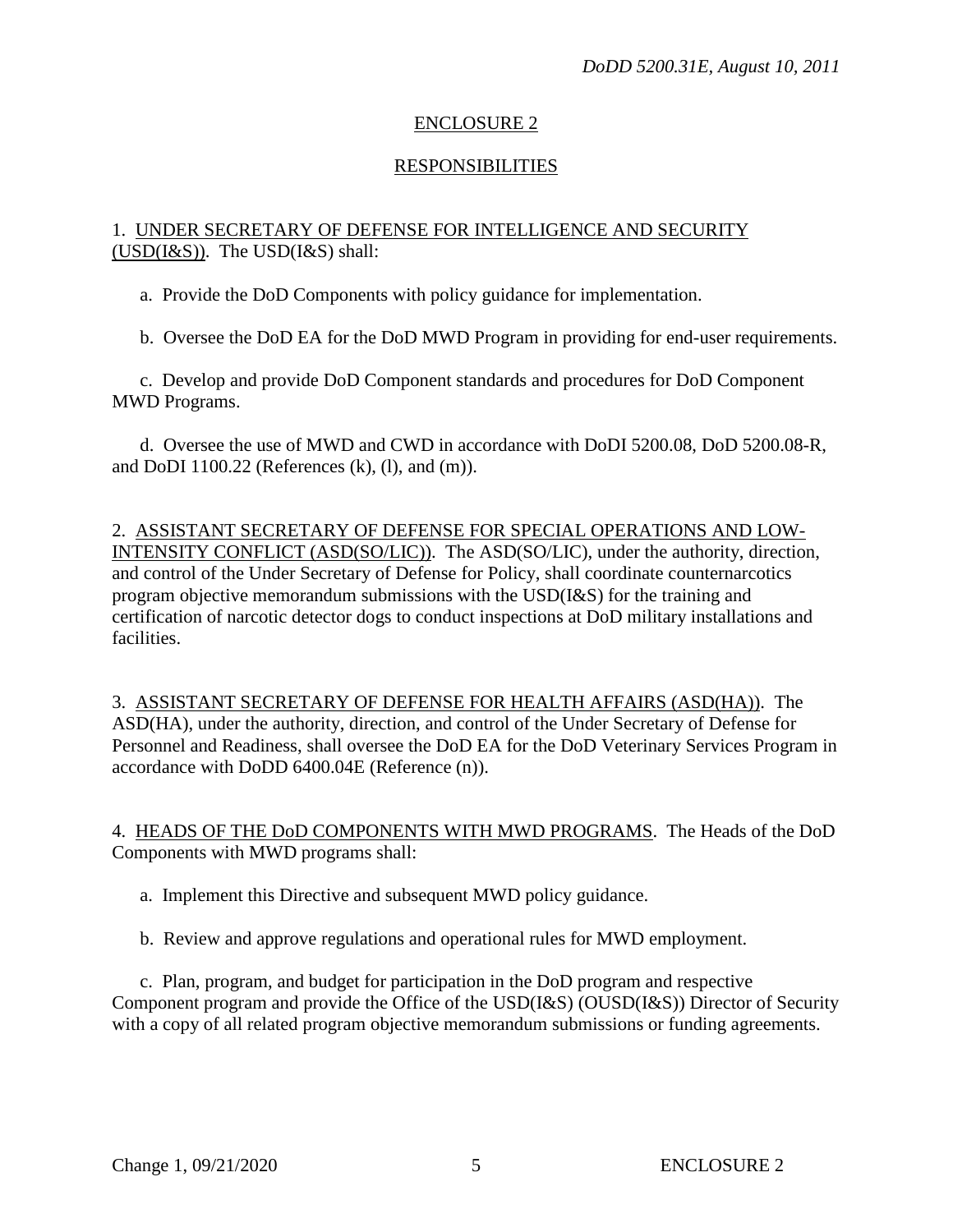## ENCLOSURE 2

## RESPONSIBILITIES

1. UNDER SECRETARY OF DEFENSE FOR INTELLIGENCE AND SECURITY (USD(I&S)). The USD(I&S) shall:

a. Provide the DoD Components with policy guidance for implementation.

b. Oversee the DoD EA for the DoD MWD Program in providing for end-user requirements.

c. Develop and provide DoD Component standards and procedures for DoD Component MWD Programs.

d. Oversee the use of MWD and CWD in accordance with DoDI 5200.08, DoD 5200.08-R, and DoDI 1100.22 (References (k), (l), and (m)).

2. ASSISTANT SECRETARY OF DEFENSE FOR SPECIAL OPERATIONS AND LOW-INTENSITY CONFLICT (ASD(SO/LIC)). The ASD(SO/LIC), under the authority, direction, and control of the Under Secretary of Defense for Policy, shall coordinate counternarcotics program objective memorandum submissions with the USD(I&S) for the training and certification of narcotic detector dogs to conduct inspections at DoD military installations and facilities.

3. ASSISTANT SECRETARY OF DEFENSE FOR HEALTH AFFAIRS (ASD(HA)). The ASD(HA), under the authority, direction, and control of the Under Secretary of Defense for Personnel and Readiness, shall oversee the DoD EA for the DoD Veterinary Services Program in accordance with DoDD 6400.04E (Reference (n)).

4. HEADS OF THE DoD COMPONENTS WITH MWD PROGRAMS. The Heads of the DoD Components with MWD programs shall:

a. Implement this Directive and subsequent MWD policy guidance.

b. Review and approve regulations and operational rules for MWD employment.

c. Plan, program, and budget for participation in the DoD program and respective Component program and provide the Office of the USD(I&S) (OUSD(I&S)) Director of Security with a copy of all related program objective memorandum submissions or funding agreements.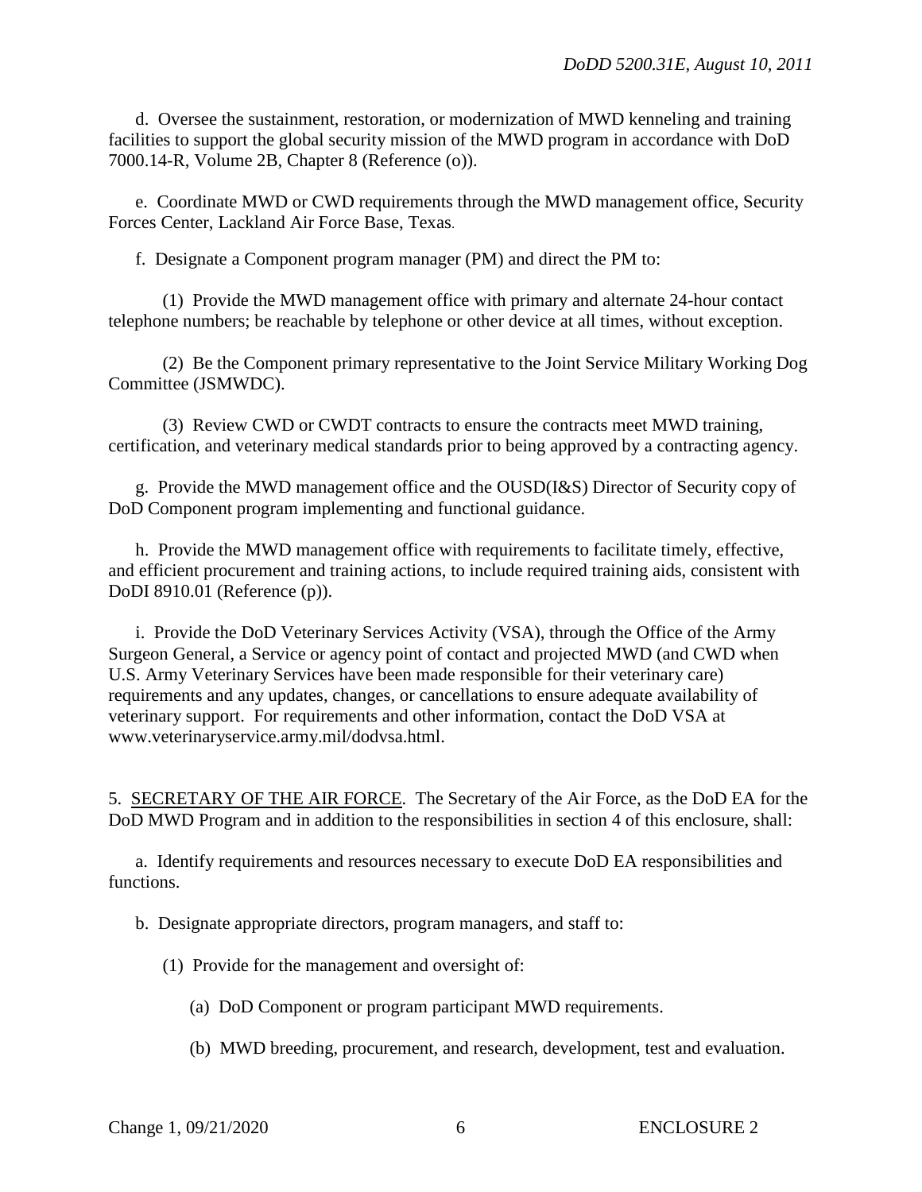d. Oversee the sustainment, restoration, or modernization of MWD kenneling and training facilities to support the global security mission of the MWD program in accordance with DoD 7000.14-R, Volume 2B, Chapter 8 (Reference (o)).

e. Coordinate MWD or CWD requirements through the MWD management office, Security Forces Center, Lackland Air Force Base, Texas.

f. Designate a Component program manager (PM) and direct the PM to:

(1) Provide the MWD management office with primary and alternate 24-hour contact telephone numbers; be reachable by telephone or other device at all times, without exception.

(2) Be the Component primary representative to the Joint Service Military Working Dog Committee (JSMWDC).

(3) Review CWD or CWDT contracts to ensure the contracts meet MWD training, certification, and veterinary medical standards prior to being approved by a contracting agency.

g. Provide the MWD management office and the OUSD(I&S) Director of Security copy of DoD Component program implementing and functional guidance.

h. Provide the MWD management office with requirements to facilitate timely, effective, and efficient procurement and training actions, to include required training aids, consistent with DoDI 8910.01 (Reference (p)).

i. Provide the DoD Veterinary Services Activity (VSA), through the Office of the Army Surgeon General, a Service or agency point of contact and projected MWD (and CWD when U.S. Army Veterinary Services have been made responsible for their veterinary care) requirements and any updates, changes, or cancellations to ensure adequate availability of veterinary support. For requirements and other information, contact the DoD VSA at www.veterinaryservice.army.mil/dodvsa.html.

5. SECRETARY OF THE AIR FORCE. The Secretary of the Air Force, as the DoD EA for the DoD MWD Program and in addition to the responsibilities in section 4 of this enclosure, shall:

a. Identify requirements and resources necessary to execute DoD EA responsibilities and functions.

b. Designate appropriate directors, program managers, and staff to:

(1) Provide for the management and oversight of:

(a) DoD Component or program participant MWD requirements.

(b) MWD breeding, procurement, and research, development, test and evaluation.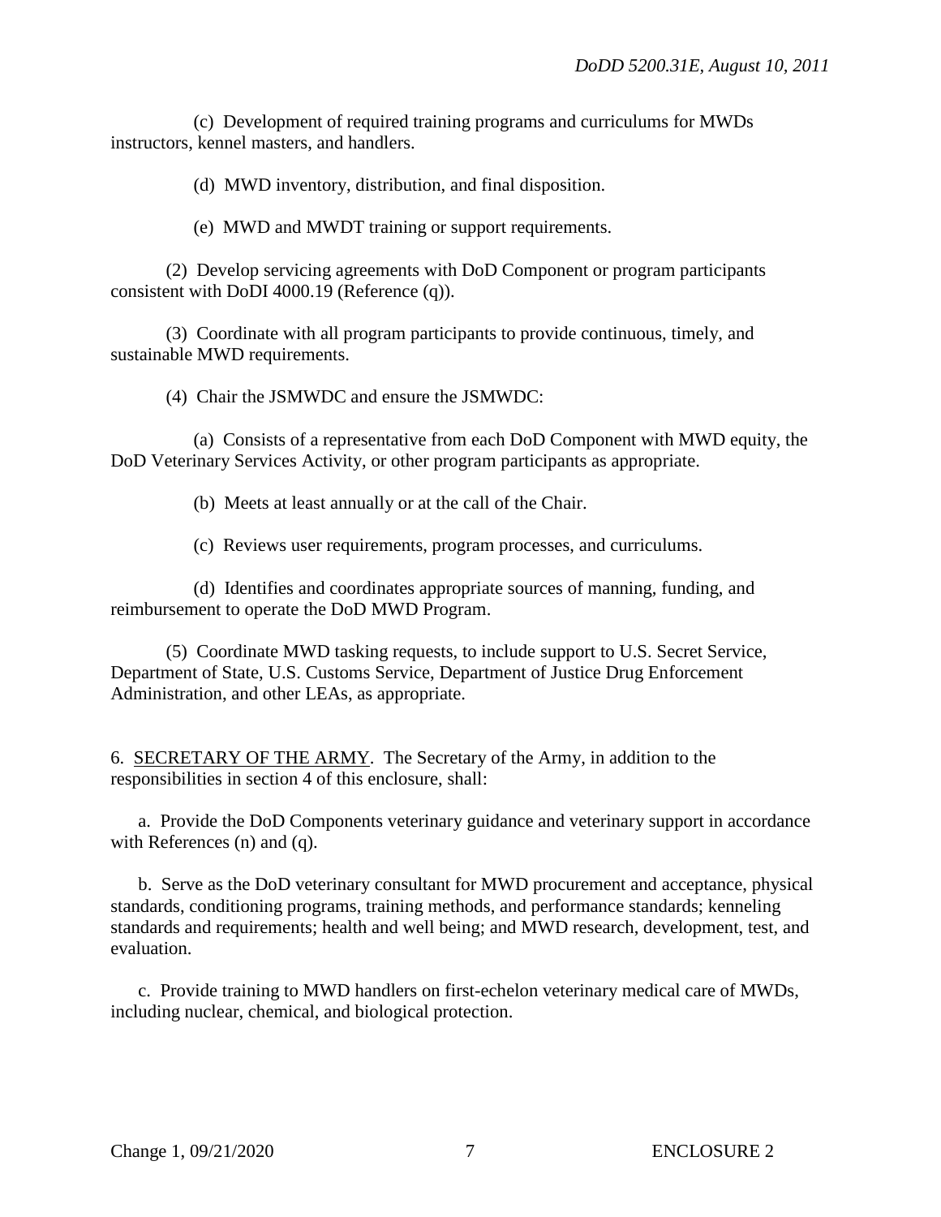(c) Development of required training programs and curriculums for MWDs instructors, kennel masters, and handlers.

(d) MWD inventory, distribution, and final disposition.

(e) MWD and MWDT training or support requirements.

(2) Develop servicing agreements with DoD Component or program participants consistent with DoDI 4000.19 (Reference (q)).

(3) Coordinate with all program participants to provide continuous, timely, and sustainable MWD requirements.

(4) Chair the JSMWDC and ensure the JSMWDC:

(a) Consists of a representative from each DoD Component with MWD equity, the DoD Veterinary Services Activity, or other program participants as appropriate.

(b) Meets at least annually or at the call of the Chair.

(c) Reviews user requirements, program processes, and curriculums.

(d) Identifies and coordinates appropriate sources of manning, funding, and reimbursement to operate the DoD MWD Program.

(5) Coordinate MWD tasking requests, to include support to U.S. Secret Service, Department of State, U.S. Customs Service, Department of Justice Drug Enforcement Administration, and other LEAs, as appropriate.

6. <u>SECRETARY OF THE ARMY</u>. The Secretary of the Army, in addition to the responsibilities in section 4 of this enclosure, shall:

a. Provide the DoD Components veterinary guidance and veterinary support in accordance with References (n) and (q).

b. Serve as the DoD veterinary consultant for MWD procurement and acceptance, physical standards, conditioning programs, training methods, and performance standards; kenneling standards and requirements; health and well being; and MWD research, development, test, and evaluation.

c. Provide training to MWD handlers on first-echelon veterinary medical care of MWDs, including nuclear, chemical, and biological protection.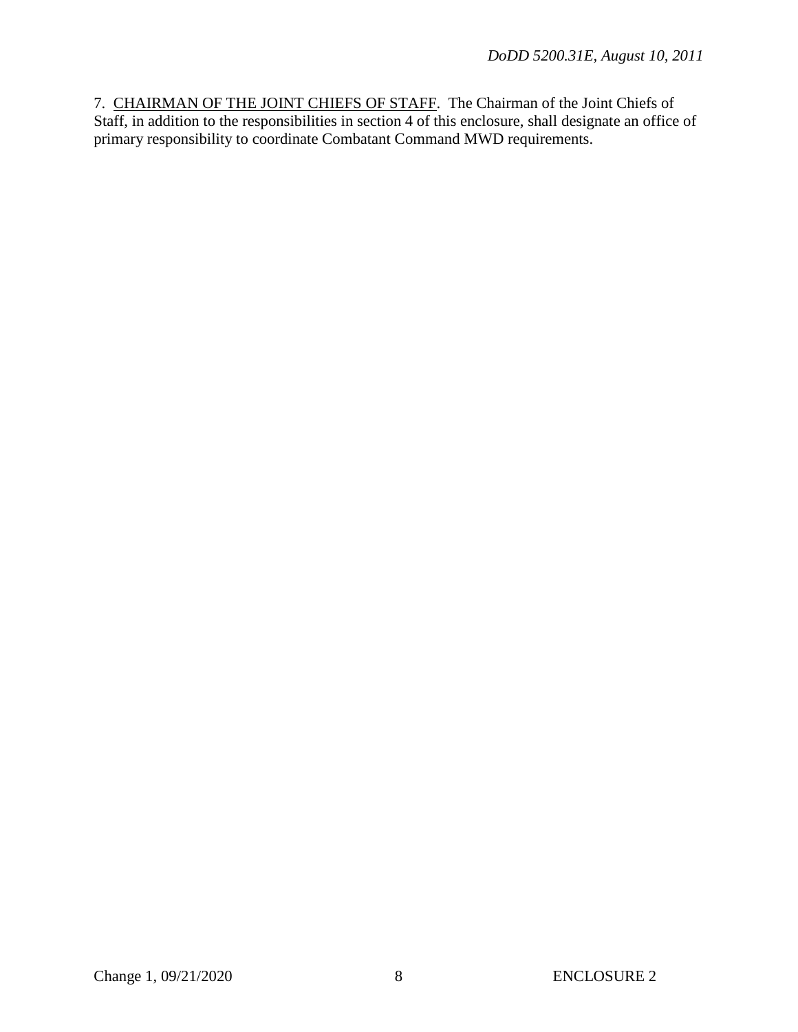7. CHAIRMAN OF THE JOINT CHIEFS OF STAFF. The Chairman of the Joint Chiefs of Staff, in addition to the responsibilities in section 4 of this enclosure, shall designate an office of primary responsibility to coordinate Combatant Command MWD requirements.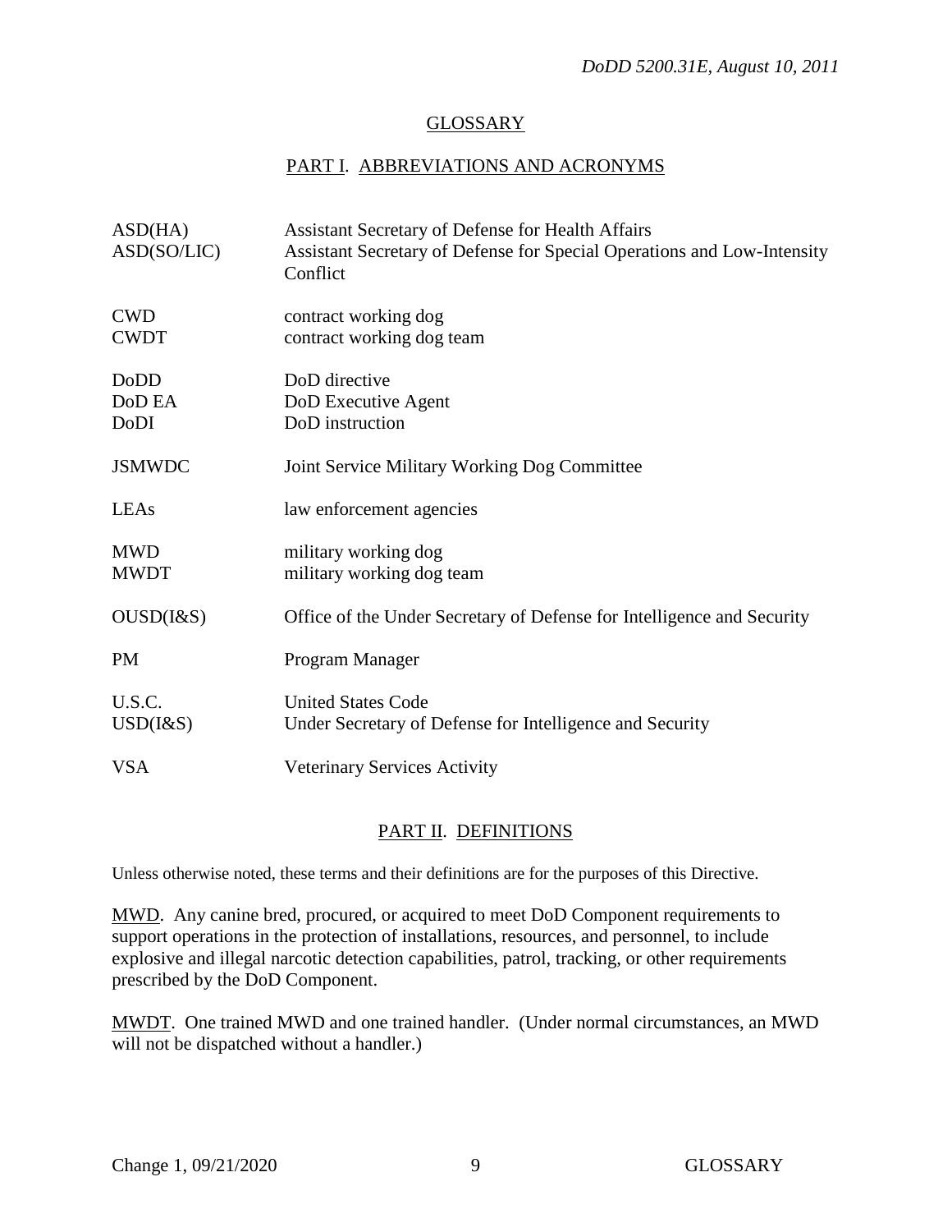# GLOSSARY

## PART I. ABBREVIATIONS AND ACRONYMS

| | |
|---|---|
| ASD(HA) | Assistant Secretary of Defense for Health Affairs |
| ASD(SO/LIC) | Assistant Secretary of Defense for Special Operations and Low-Intensity Conflict |
| CWD | contract working dog |
| CWDT | contract working dog team |
| DoDD | DoD directive |
| DoD EA | DoD Executive Agent |
| DoDI | DoD instruction |
| JSMWDC | Joint Service Military Working Dog Committee |
| LEAs | law enforcement agencies |
| MWD | military working dog |
| MWDT | military working dog team |
| OUSD(I&S) | Office of the Under Secretary of Defense for Intelligence and Security |
| PM | Program Manager |
| U.S.C. | United States Code |
| USD(I&S) | Under Secretary of Defense for Intelligence and Security |
| VSA | Veterinary Services Activity |

## PART II. DEFINITIONS

Unless otherwise noted, these terms and their definitions are for the purposes of this Directive.

MWD. Any canine bred, procured, or acquired to meet DoD Component requirements to support operations in the protection of installations, resources, and personnel, to include explosive and illegal narcotic detection capabilities, patrol, tracking, or other requirements prescribed by the DoD Component.

MWDT. One trained MWD and one trained handler. (Under normal circumstances, an MWD will not be dispatched without a handler.)